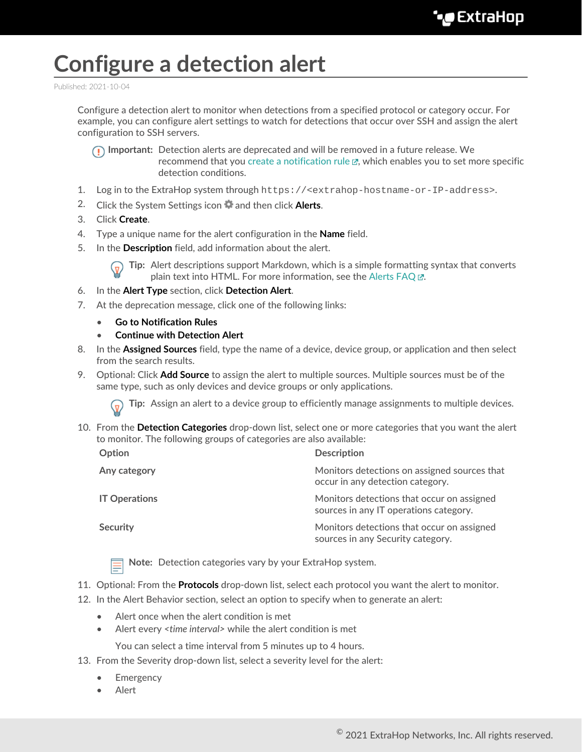# Configure a detection alert

Published: 2021-10-04

Configure a detection alert to monitor when detections from a specified protocol or category occur. For example, you can configure alert settings to watch for detections that occur over SSH and assign the alert configuration to SSH servers.

> **Important:** Detection alerts are deprecated and will be removed in a future release. We recommend that you create a notification rule, which enables you to set more specific detection conditions.

1. Log in to the ExtraHop system through `https://<extrahop-hostname-or-IP-address>`.
2. Click the System Settings icon and then click **Alerts**.
3. Click **Create**.
4. Type a unique name for the alert configuration in the **Name** field.
5. In the **Description** field, add information about the alert.

   > **Tip:** Alert descriptions support Markdown, which is a simple formatting syntax that converts plain text into HTML. For more information, see the Alerts FAQ.

6. In the **Alert Type** section, click **Detection Alert**.
7. At the deprecation message, click one of the following links:
   - **Go to Notification Rules**
   - **Continue with Detection Alert**
8. In the **Assigned Sources** field, type the name of a device, device group, or application and then select from the search results.
9. Optional: Click **Add Source** to assign the alert to multiple sources. Multiple sources must be of the same type, such as only devices and device groups or only applications.

   > **Tip:** Assign an alert to a device group to efficiently manage assignments to multiple devices.

10. From the **Detection Categories** drop-down list, select one or more categories that you want the alert to monitor. The following groups of categories are also available:

    | Option | Description |
    | --- | --- |
    | **Any category** | Monitors detections on assigned sources that occur in any detection category. |
    | **IT Operations** | Monitors detections that occur on assigned sources in any IT operations category. |
    | **Security** | Monitors detections that occur on assigned sources in any Security category. |

    > **Note:** Detection categories vary by your ExtraHop system.

11. Optional: From the **Protocols** drop-down list, select each protocol you want the alert to monitor.
12. In the Alert Behavior section, select an option to specify when to generate an alert:
    - Alert once when the alert condition is met
    - Alert every <*time interval*> while the alert condition is met

      You can select a time interval from 5 minutes up to 4 hours.
13. From the Severity drop-down list, select a severity level for the alert:
    - Emergency
    - Alert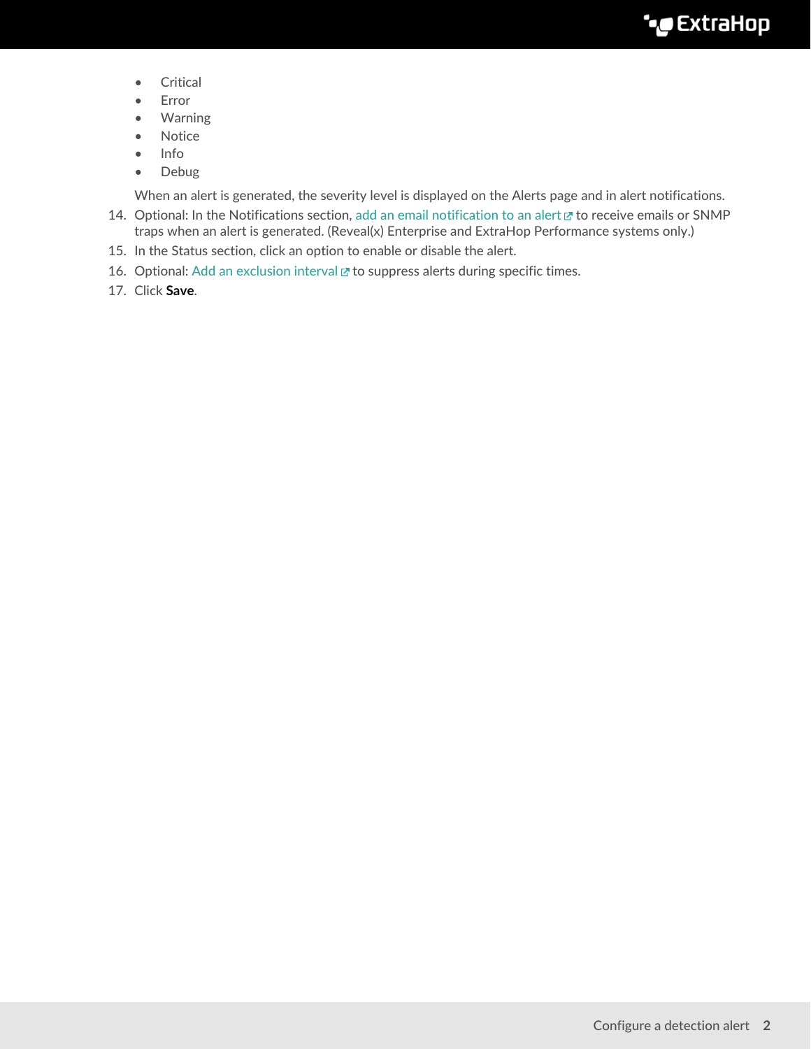- Critical
- Error
- Warning
- Notice
- Info
- Debug

When an alert is generated, the severity level is displayed on the Alerts page and in alert notifications.

14. Optional: In the Notifications section, add an email notification to an alert to receive emails or SNMP traps when an alert is generated. (Reveal(x) Enterprise and ExtraHop Performance systems only.)
15. In the Status section, click an option to enable or disable the alert.
16. Optional: Add an exclusion interval to suppress alerts during specific times.
17. Click **Save**.